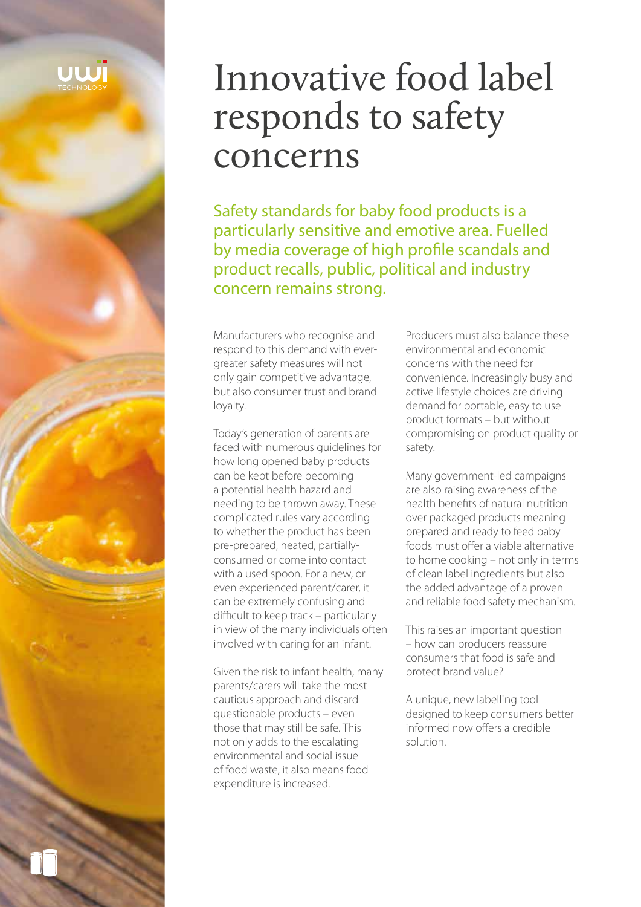# Innovative food label responds to safety concerns

Safety standards for baby food products is a particularly sensitive and emotive area. Fuelled by media coverage of high profile scandals and product recalls, public, political and industry concern remains strong.

Manufacturers who recognise and respond to this demand with ever-greater safety measures will not only gain competitive advantage, but also consumer trust and brand loyalty.

Today's generation of parents are faced with numerous guidelines for how long opened baby products can be kept before becoming a potential health hazard and needing to be thrown away. These complicated rules vary according to whether the product has been pre-prepared, heated, partially-consumed or come into contact with a used spoon. For a new, or even experienced parent/carer, it can be extremely confusing and difficult to keep track – particularly in view of the many individuals often involved with caring for an infant.

Given the risk to infant health, many parents/carers will take the most cautious approach and discard questionable products – even those that may still be safe. This not only adds to the escalating environmental and social issue of food waste, it also means food expenditure is increased.

Producers must also balance these environmental and economic concerns with the need for convenience. Increasingly busy and active lifestyle choices are driving demand for portable, easy to use product formats – but without compromising on product quality or safety.

Many government-led campaigns are also raising awareness of the health benefits of natural nutrition over packaged products meaning prepared and ready to feed baby foods must offer a viable alternative to home cooking – not only in terms of clean label ingredients but also the added advantage of a proven and reliable food safety mechanism.

This raises an important question – how can producers reassure consumers that food is safe and protect brand value?

A unique, new labelling tool designed to keep consumers better informed now offers a credible solution.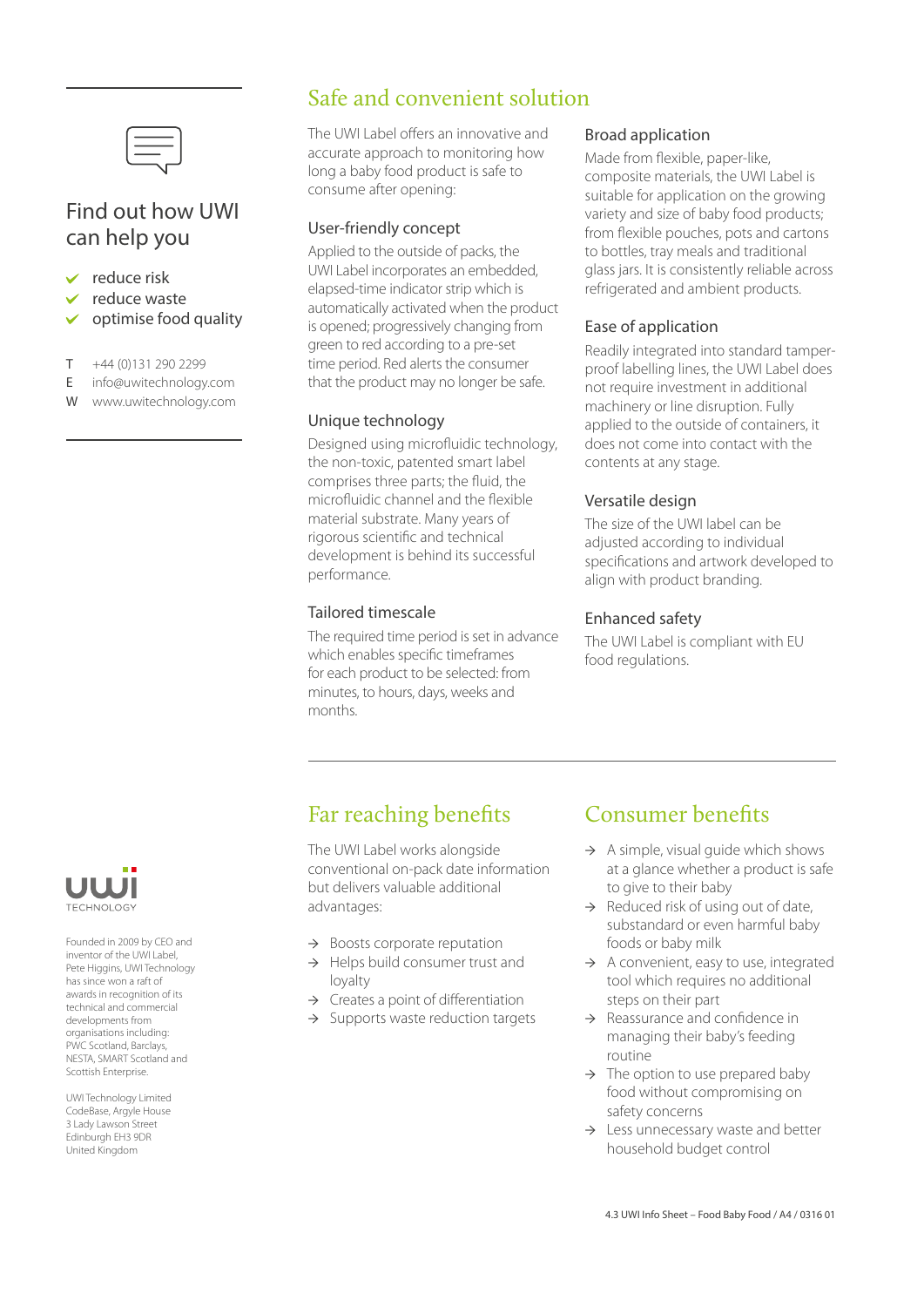## Find out how UWI can help you

- reduce risk
- reduce waste
- optimise food quality

T +44 (0)131 290 2299
E info@uwitechnology.com
W www.uwitechnology.com

# Safe and convenient solution

The UWI Label offers an innovative and accurate approach to monitoring how long a baby food product is safe to consume after opening:

### User-friendly concept

Applied to the outside of packs, the UWI Label incorporates an embedded, elapsed-time indicator strip which is automatically activated when the product is opened; progressively changing from green to red according to a pre-set time period. Red alerts the consumer that the product may no longer be safe.

### Unique technology

Designed using microfluidic technology, the non-toxic, patented smart label comprises three parts; the fluid, the microfluidic channel and the flexible material substrate. Many years of rigorous scientific and technical development is behind its successful performance.

### Tailored timescale

The required time period is set in advance which enables specific timeframes for each product to be selected: from minutes, to hours, days, weeks and months.

### Broad application

Made from flexible, paper-like, composite materials, the UWI Label is suitable for application on the growing variety and size of baby food products; from flexible pouches, pots and cartons to bottles, tray meals and traditional glass jars. It is consistently reliable across refrigerated and ambient products.

### Ease of application

Readily integrated into standard tamper-proof labelling lines, the UWI Label does not require investment in additional machinery or line disruption. Fully applied to the outside of containers, it does not come into contact with the contents at any stage.

### Versatile design

The size of the UWI label can be adjusted according to individual specifications and artwork developed to align with product branding.

### Enhanced safety

The UWI Label is compliant with EU food regulations.

# Far reaching benefits

The UWI Label works alongside conventional on-pack date information but delivers valuable additional advantages:

- Boosts corporate reputation
- Helps build consumer trust and loyalty
- Creates a point of differentiation
- Supports waste reduction targets

# Consumer benefits

- A simple, visual guide which shows at a glance whether a product is safe to give to their baby
- Reduced risk of using out of date, substandard or even harmful baby foods or baby milk
- A convenient, easy to use, integrated tool which requires no additional steps on their part
- Reassurance and confidence in managing their baby's feeding routine
- The option to use prepared baby food without compromising on safety concerns
- Less unnecessary waste and better household budget control

UWI TECHNOLOGY

Founded in 2009 by CEO and inventor of the UWI Label, Pete Higgins, UWI Technology has since won a raft of awards in recognition of its technical and commercial developments from organisations including: PWC Scotland, Barclays, NESTA, SMART Scotland and Scottish Enterprise.

UWI Technology Limited
CodeBase, Argyle House
3 Lady Lawson Street
Edinburgh EH3 9DR
United Kingdom

4.3 UWI Info Sheet – Food Baby Food / A4 / 0316 01